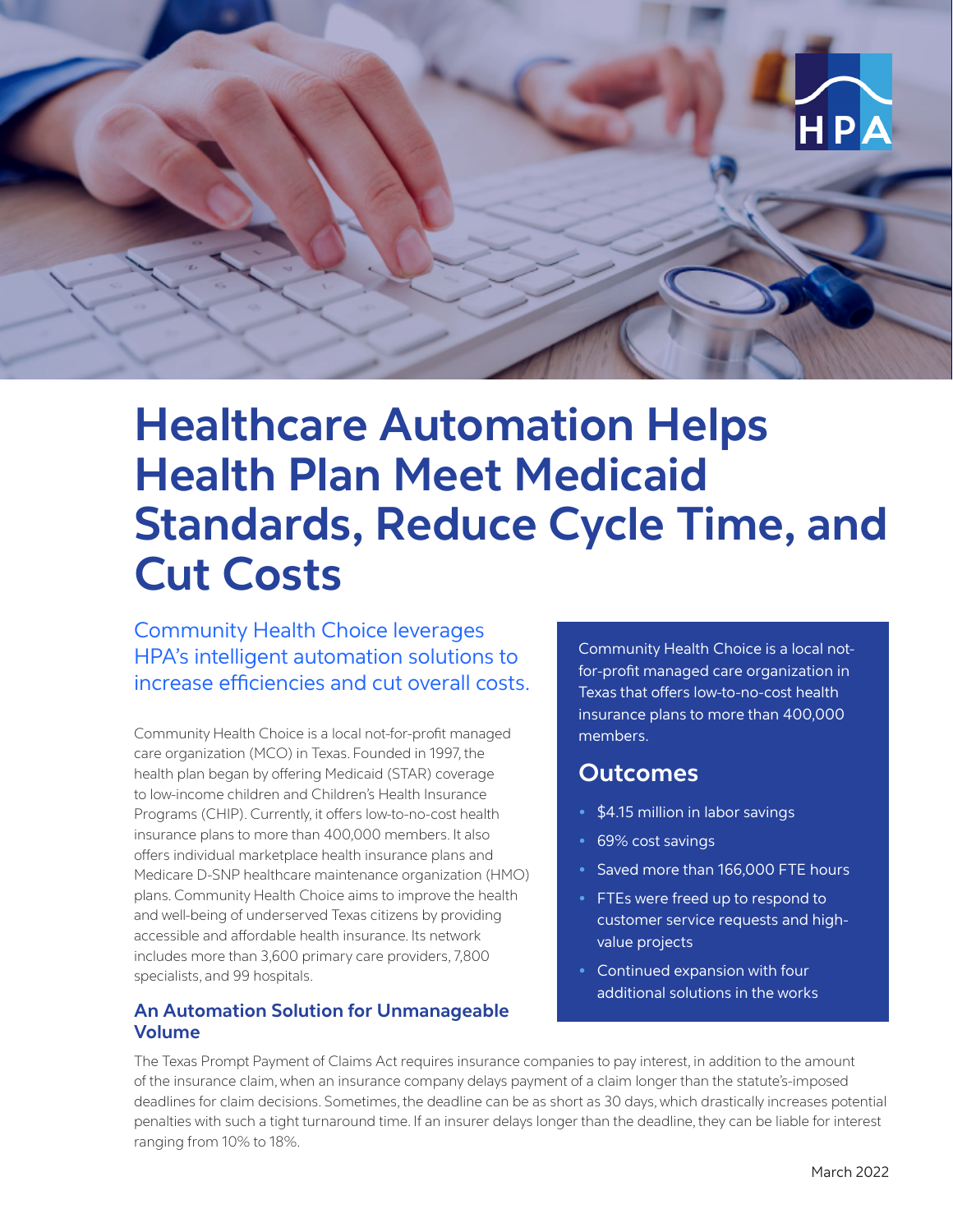# Healthcare Automation Helps Health Plan Meet Medicaid Standards, Reduce Cycle Time, and Cut Costs

Community Health Choice leverages HPA's intelligent automation solutions to increase efficiencies and cut overall costs.

Community Health Choice is a local not-for-profit managed care organization (MCO) in Texas. Founded in 1997, the health plan began by offering Medicaid (STAR) coverage to low-income children and Children's Health Insurance Programs (CHIP). Currently, it offers low-to-no-cost health insurance plans to more than 400,000 members. It also offers individual marketplace health insurance plans and Medicare D-SNP healthcare maintenance organization (HMO) plans. Community Health Choice aims to improve the health and well-being of underserved Texas citizens by providing accessible and affordable health insurance. Its network includes more than 3,600 primary care providers, 7,800 specialists, and 99 hospitals.

Community Health Choice is a local not-for-profit managed care organization in Texas that offers low-to-no-cost health insurance plans to more than 400,000 members.

## Outcomes

- $4.15 million in labor savings
- 69% cost savings
- Saved more than 166,000 FTE hours
- FTEs were freed up to respond to customer service requests and high-value projects
- Continued expansion with four additional solutions in the works

### An Automation Solution for Unmanageable Volume

The Texas Prompt Payment of Claims Act requires insurance companies to pay interest, in addition to the amount of the insurance claim, when an insurance company delays payment of a claim longer than the statute's-imposed deadlines for claim decisions. Sometimes, the deadline can be as short as 30 days, which drastically increases potential penalties with such a tight turnaround time. If an insurer delays longer than the deadline, they can be liable for interest ranging from 10% to 18%.

March 2022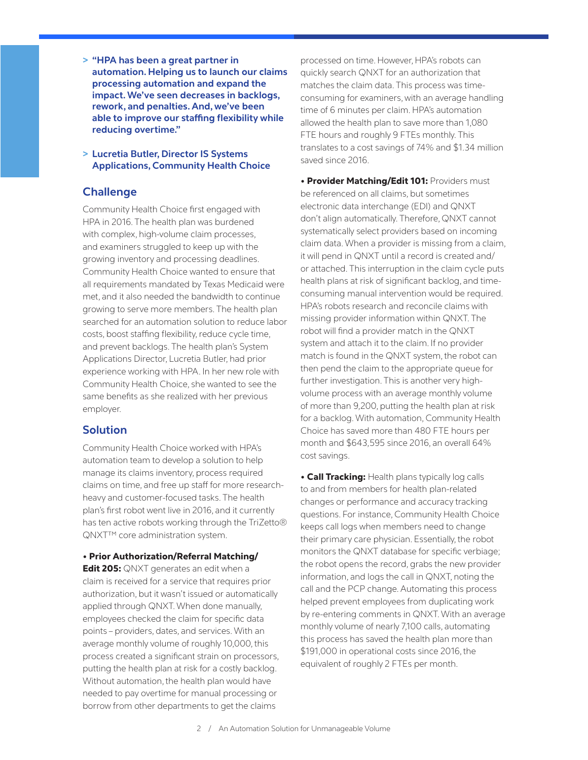> **"HPA has been a great partner in automation. Helping us to launch our claims processing automation and expand the impact. We've seen decreases in backlogs, rework, and penalties. And, we've been able to improve our staffing flexibility while reducing overtime."**

> **Lucretia Butler, Director IS Systems Applications, Community Health Choice**

## Challenge

Community Health Choice first engaged with HPA in 2016. The health plan was burdened with complex, high-volume claim processes, and examiners struggled to keep up with the growing inventory and processing deadlines. Community Health Choice wanted to ensure that all requirements mandated by Texas Medicaid were met, and it also needed the bandwidth to continue growing to serve more members. The health plan searched for an automation solution to reduce labor costs, boost staffing flexibility, reduce cycle time, and prevent backlogs. The health plan's System Applications Director, Lucretia Butler, had prior experience working with HPA. In her new role with Community Health Choice, she wanted to see the same benefits as she realized with her previous employer.

## Solution

Community Health Choice worked with HPA's automation team to develop a solution to help manage its claims inventory, process required claims on time, and free up staff for more research-heavy and customer-focused tasks. The health plan's first robot went live in 2016, and it currently has ten active robots working through the TriZetto® QNXT™ core administration system.

- **Prior Authorization/Referral Matching/ Edit 205:** QNXT generates an edit when a claim is received for a service that requires prior authorization, but it wasn't issued or automatically applied through QNXT. When done manually, employees checked the claim for specific data points – providers, dates, and services. With an average monthly volume of roughly 10,000, this process created a significant strain on processors, putting the health plan at risk for a costly backlog. Without automation, the health plan would have needed to pay overtime for manual processing or borrow from other departments to get the claims processed on time. However, HPA's robots can quickly search QNXT for an authorization that matches the claim data. This process was time-consuming for examiners, with an average handling time of 6 minutes per claim. HPA's automation allowed the health plan to save more than 1,080 FTE hours and roughly 9 FTEs monthly. This translates to a cost savings of 74% and $1.34 million saved since 2016.

- **Provider Matching/Edit 101:** Providers must be referenced on all claims, but sometimes electronic data interchange (EDI) and QNXT don't align automatically. Therefore, QNXT cannot systematically select providers based on incoming claim data. When a provider is missing from a claim, it will pend in QNXT until a record is created and/or attached. This interruption in the claim cycle puts health plans at risk of significant backlog, and time-consuming manual intervention would be required. HPA's robots research and reconcile claims with missing provider information within QNXT. The robot will find a provider match in the QNXT system and attach it to the claim. If no provider match is found in the QNXT system, the robot can then pend the claim to the appropriate queue for further investigation. This is another very high-volume process with an average monthly volume of more than 9,200, putting the health plan at risk for a backlog. With automation, Community Health Choice has saved more than 480 FTE hours per month and $643,595 since 2016, an overall 64% cost savings.

- **Call Tracking:** Health plans typically log calls to and from members for health plan-related changes or performance and accuracy tracking questions. For instance, Community Health Choice keeps call logs when members need to change their primary care physician. Essentially, the robot monitors the QNXT database for specific verbiage; the robot opens the record, grabs the new provider information, and logs the call in QNXT, noting the call and the PCP change. Automating this process helped prevent employees from duplicating work by re-entering comments in QNXT. With an average monthly volume of nearly 7,100 calls, automating this process has saved the health plan more than $191,000 in operational costs since 2016, the equivalent of roughly 2 FTEs per month.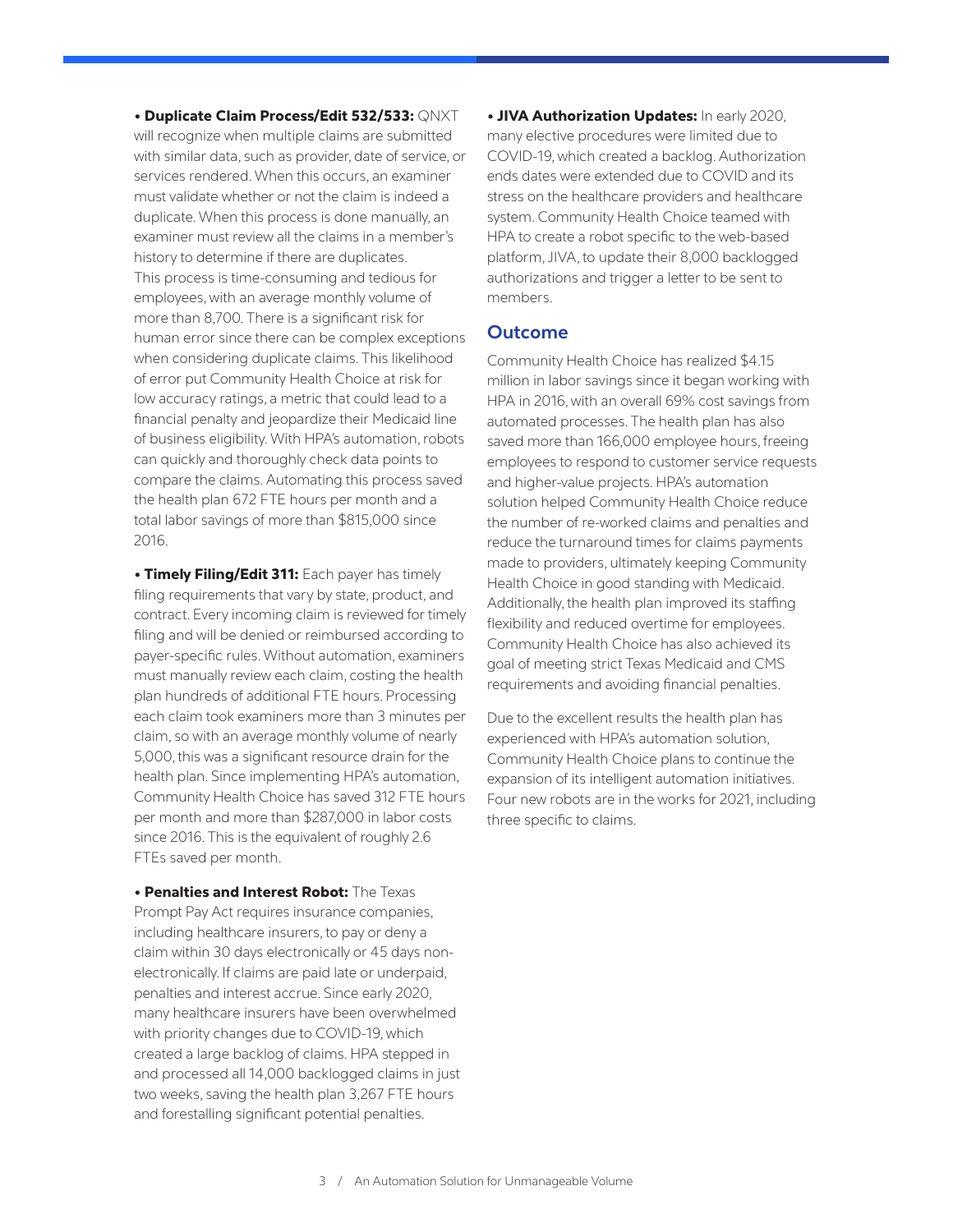- **Duplicate Claim Process/Edit 532/533:** QNXT will recognize when multiple claims are submitted with similar data, such as provider, date of service, or services rendered. When this occurs, an examiner must validate whether or not the claim is indeed a duplicate. When this process is done manually, an examiner must review all the claims in a member's history to determine if there are duplicates. This process is time-consuming and tedious for employees, with an average monthly volume of more than 8,700. There is a significant risk for human error since there can be complex exceptions when considering duplicate claims. This likelihood of error put Community Health Choice at risk for low accuracy ratings, a metric that could lead to a financial penalty and jeopardize their Medicaid line of business eligibility. With HPA's automation, robots can quickly and thoroughly check data points to compare the claims. Automating this process saved the health plan 672 FTE hours per month and a total labor savings of more than $815,000 since 2016.

- **Timely Filing/Edit 311:** Each payer has timely filing requirements that vary by state, product, and contract. Every incoming claim is reviewed for timely filing and will be denied or reimbursed according to payer-specific rules. Without automation, examiners must manually review each claim, costing the health plan hundreds of additional FTE hours. Processing each claim took examiners more than 3 minutes per claim, so with an average monthly volume of nearly 5,000, this was a significant resource drain for the health plan. Since implementing HPA's automation, Community Health Choice has saved 312 FTE hours per month and more than $287,000 in labor costs since 2016. This is the equivalent of roughly 2.6 FTEs saved per month.

- **Penalties and Interest Robot:** The Texas Prompt Pay Act requires insurance companies, including healthcare insurers, to pay or deny a claim within 30 days electronically or 45 days non-electronically. If claims are paid late or underpaid, penalties and interest accrue. Since early 2020, many healthcare insurers have been overwhelmed with priority changes due to COVID-19, which created a large backlog of claims. HPA stepped in and processed all 14,000 backlogged claims in just two weeks, saving the health plan 3,267 FTE hours and forestalling significant potential penalties.

- **JIVA Authorization Updates:** In early 2020, many elective procedures were limited due to COVID-19, which created a backlog. Authorization ends dates were extended due to COVID and its stress on the healthcare providers and healthcare system. Community Health Choice teamed with HPA to create a robot specific to the web-based platform, JIVA, to update their 8,000 backlogged authorizations and trigger a letter to be sent to members.

## Outcome

Community Health Choice has realized $4.15 million in labor savings since it began working with HPA in 2016, with an overall 69% cost savings from automated processes. The health plan has also saved more than 166,000 employee hours, freeing employees to respond to customer service requests and higher-value projects. HPA's automation solution helped Community Health Choice reduce the number of re-worked claims and penalties and reduce the turnaround times for claims payments made to providers, ultimately keeping Community Health Choice in good standing with Medicaid. Additionally, the health plan improved its staffing flexibility and reduced overtime for employees. Community Health Choice has also achieved its goal of meeting strict Texas Medicaid and CMS requirements and avoiding financial penalties.

Due to the excellent results the health plan has experienced with HPA's automation solution, Community Health Choice plans to continue the expansion of its intelligent automation initiatives. Four new robots are in the works for 2021, including three specific to claims.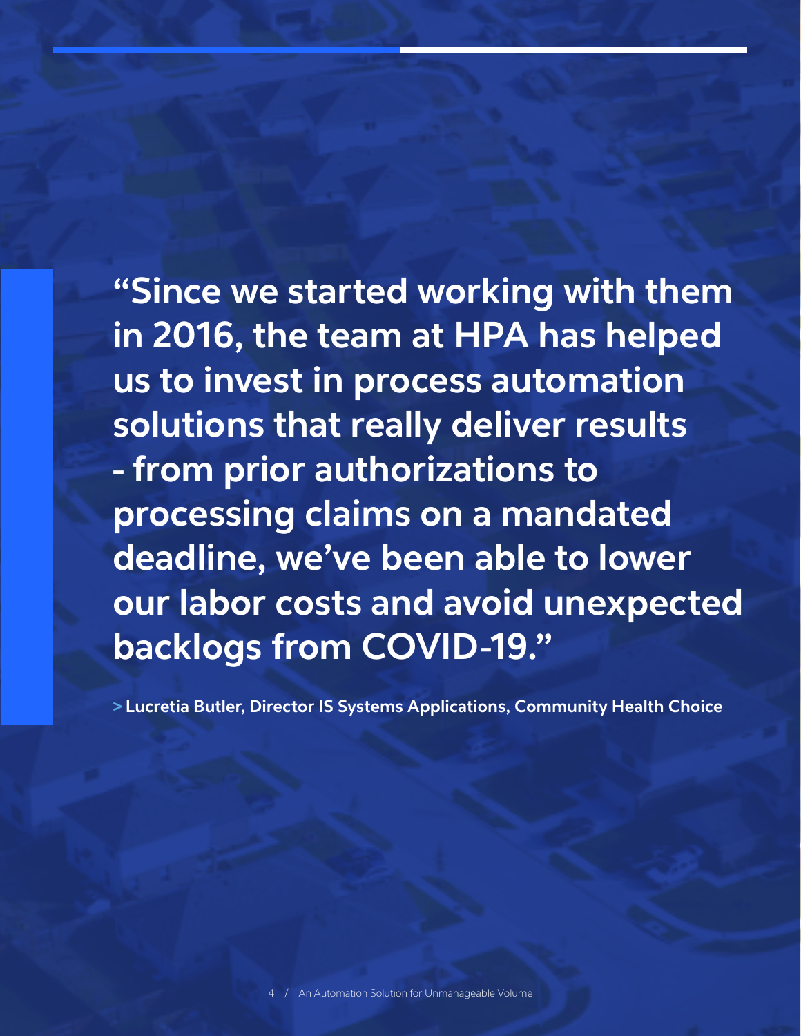**"Since we started working with them in 2016, the team at HPA has helped us to invest in process automation solutions that really deliver results - from prior authorizations to processing claims on a mandated deadline, we've been able to lower our labor costs and avoid unexpected backlogs from COVID-19."**

**> Lucretia Butler, Director IS Systems Applications, Community Health Choice**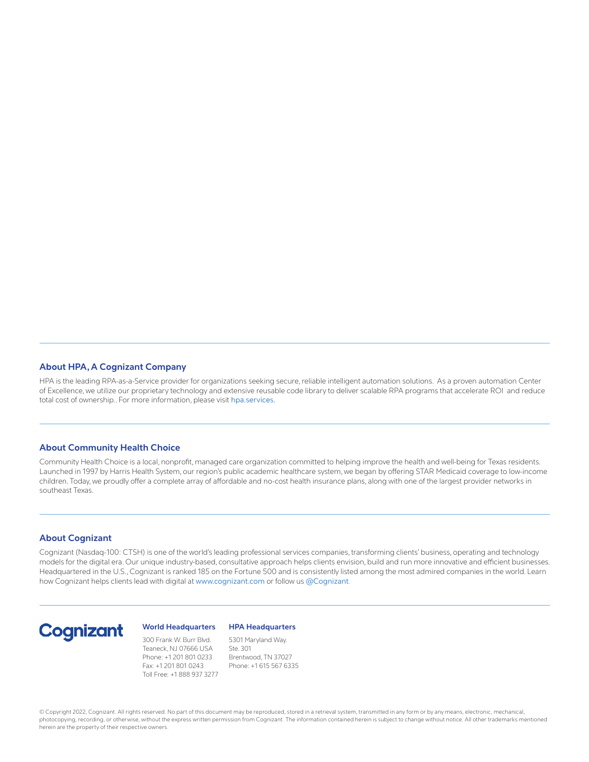## About HPA, A Cognizant Company

HPA is the leading RPA-as-a-Service provider for organizations seeking secure, reliable intelligent automation solutions. As a proven automation Center of Excellence, we utilize our proprietary technology and extensive reusable code library to deliver scalable RPA programs that accelerate ROI and reduce total cost of ownership.. For more information, please visit hpa.services.

## About Community Health Choice

Community Health Choice is a local, nonprofit, managed care organization committed to helping improve the health and well-being for Texas residents. Launched in 1997 by Harris Health System, our region's public academic healthcare system, we began by offering STAR Medicaid coverage to low-income children. Today, we proudly offer a complete array of affordable and no-cost health insurance plans, along with one of the largest provider networks in southeast Texas.

## About Cognizant

Cognizant (Nasdaq-100: CTSH) is one of the world's leading professional services companies, transforming clients' business, operating and technology models for the digital era. Our unique industry-based, consultative approach helps clients envision, build and run more innovative and efficient businesses. Headquartered in the U.S., Cognizant is ranked 185 on the Fortune 500 and is consistently listed among the most admired companies in the world. Learn how Cognizant helps clients lead with digital at www.cognizant.com or follow us @Cognizant.

**Cognizant**

**World Headquarters**

300 Frank W. Burr Blvd.
Teaneck, NJ 07666 USA
Phone: +1 201 801 0233
Fax: +1 201 801 0243
Toll Free: +1 888 937 3277

**HPA Headquarters**

5301 Maryland Way.
Ste. 301
Brentwood, TN 37027
Phone: +1 615 567 6335

© Copyright 2022, Cognizant. All rights reserved. No part of this document may be reproduced, stored in a retrieval system, transmitted in any form or by any means, electronic, mechanical, photocopying, recording, or otherwise, without the express written permission from Cognizant. The information contained herein is subject to change without notice. All other trademarks mentioned herein are the property of their respective owners.